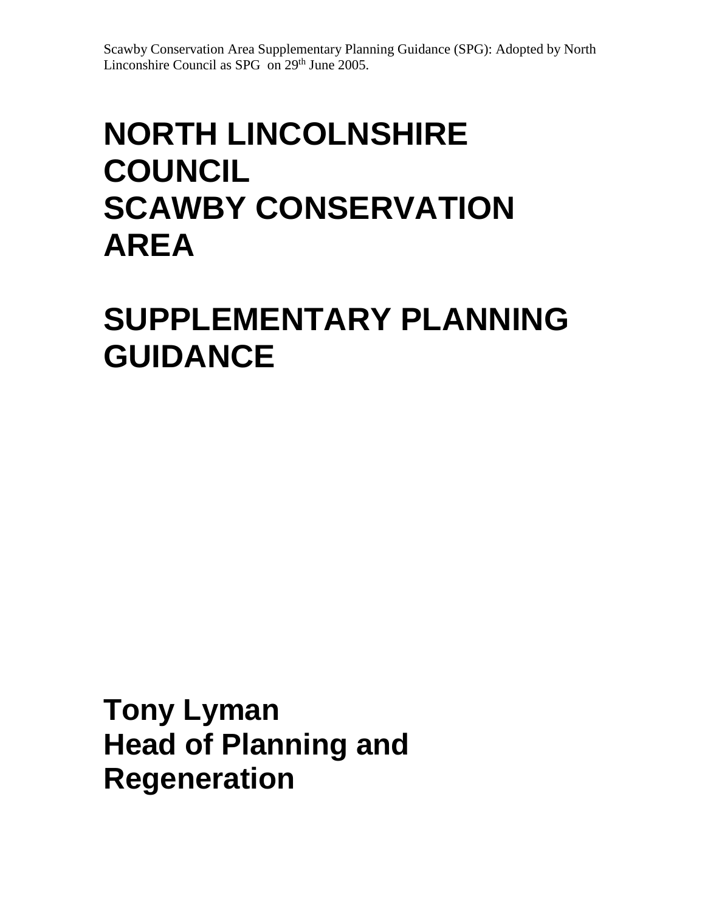# NORTH LINCOLNSHIRE COUNCIL
# SCAWBY CONSERVATION AREA

# SUPPLEMENTARY PLANNING GUIDANCE

**Tony Lyman**
**Head of Planning and Regeneration**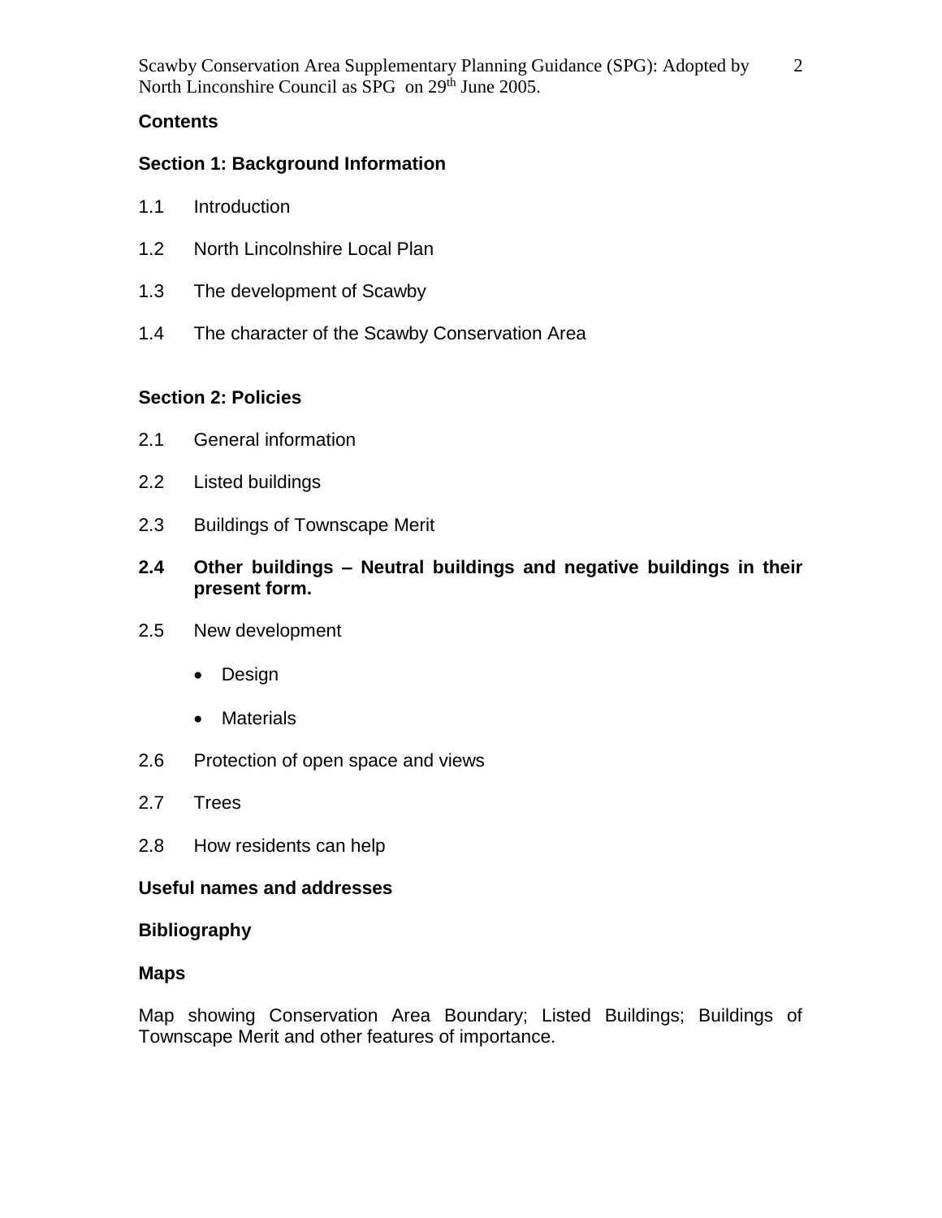## Contents

### Section 1: Background Information

1.1 Introduction

1.2 North Lincolnshire Local Plan

1.3 The development of Scawby

1.4 The character of the Scawby Conservation Area

### Section 2: Policies

2.1 General information

2.2 Listed buildings

2.3 Buildings of Townscape Merit

**2.4 Other buildings – Neutral buildings and negative buildings in their present form.**

2.5 New development

- Design
- Materials

2.6 Protection of open space and views

2.7 Trees

2.8 How residents can help

### Useful names and addresses

### Bibliography

### Maps

Map showing Conservation Area Boundary; Listed Buildings; Buildings of Townscape Merit and other features of importance.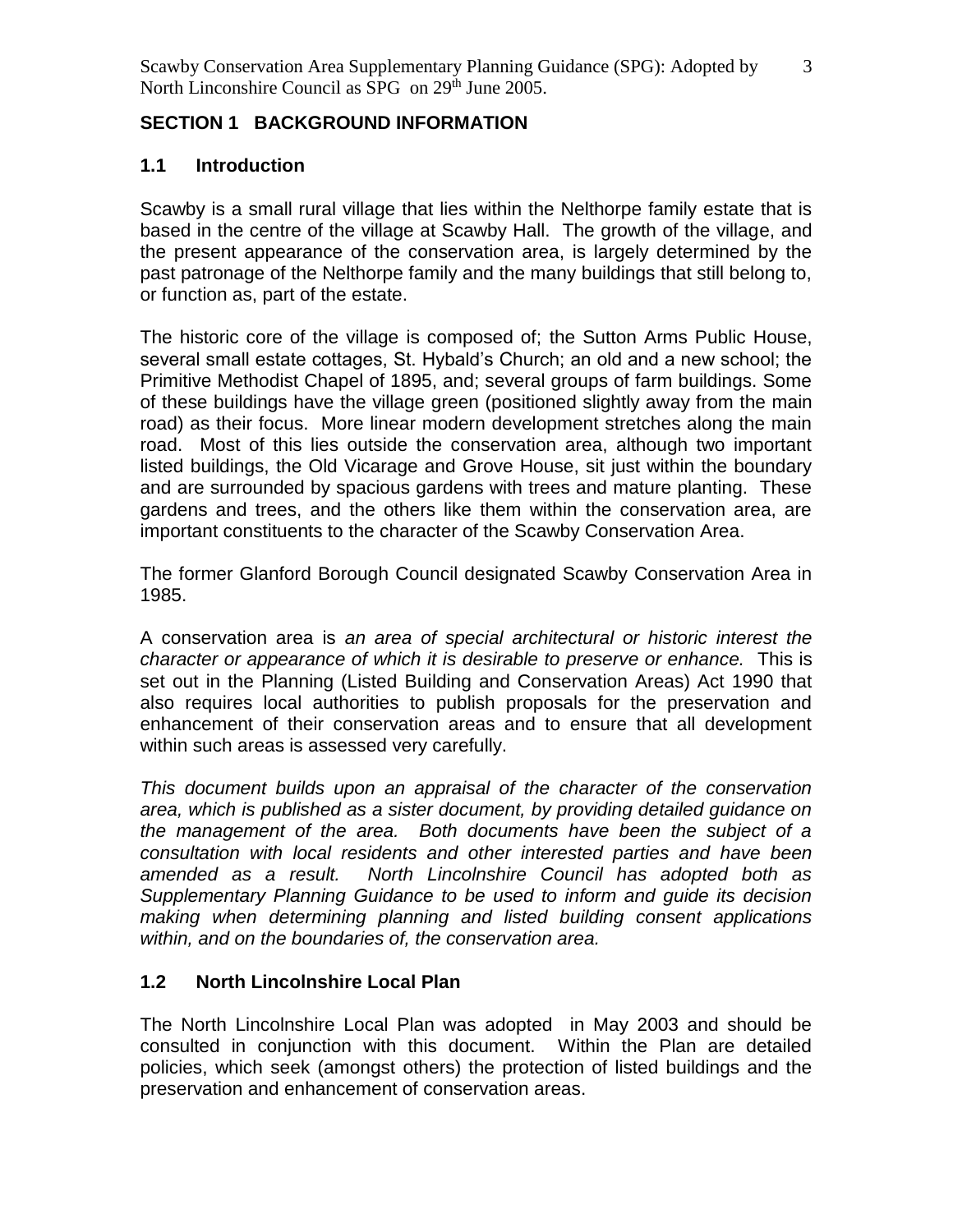## SECTION 1 BACKGROUND INFORMATION

### 1.1 Introduction

Scawby is a small rural village that lies within the Nelthorpe family estate that is based in the centre of the village at Scawby Hall. The growth of the village, and the present appearance of the conservation area, is largely determined by the past patronage of the Nelthorpe family and the many buildings that still belong to, or function as, part of the estate.

The historic core of the village is composed of; the Sutton Arms Public House, several small estate cottages, St. Hybald's Church; an old and a new school; the Primitive Methodist Chapel of 1895, and; several groups of farm buildings. Some of these buildings have the village green (positioned slightly away from the main road) as their focus. More linear modern development stretches along the main road. Most of this lies outside the conservation area, although two important listed buildings, the Old Vicarage and Grove House, sit just within the boundary and are surrounded by spacious gardens with trees and mature planting. These gardens and trees, and the others like them within the conservation area, are important constituents to the character of the Scawby Conservation Area.

The former Glanford Borough Council designated Scawby Conservation Area in 1985.

A conservation area is *an area of special architectural or historic interest the character or appearance of which it is desirable to preserve or enhance.* This is set out in the Planning (Listed Building and Conservation Areas) Act 1990 that also requires local authorities to publish proposals for the preservation and enhancement of their conservation areas and to ensure that all development within such areas is assessed very carefully.

*This document builds upon an appraisal of the character of the conservation area, which is published as a sister document, by providing detailed guidance on the management of the area. Both documents have been the subject of a consultation with local residents and other interested parties and have been amended as a result. North Lincolnshire Council has adopted both as Supplementary Planning Guidance to be used to inform and guide its decision making when determining planning and listed building consent applications within, and on the boundaries of, the conservation area.*

### 1.2 North Lincolnshire Local Plan

The North Lincolnshire Local Plan was adopted in May 2003 and should be consulted in conjunction with this document. Within the Plan are detailed policies, which seek (amongst others) the protection of listed buildings and the preservation and enhancement of conservation areas.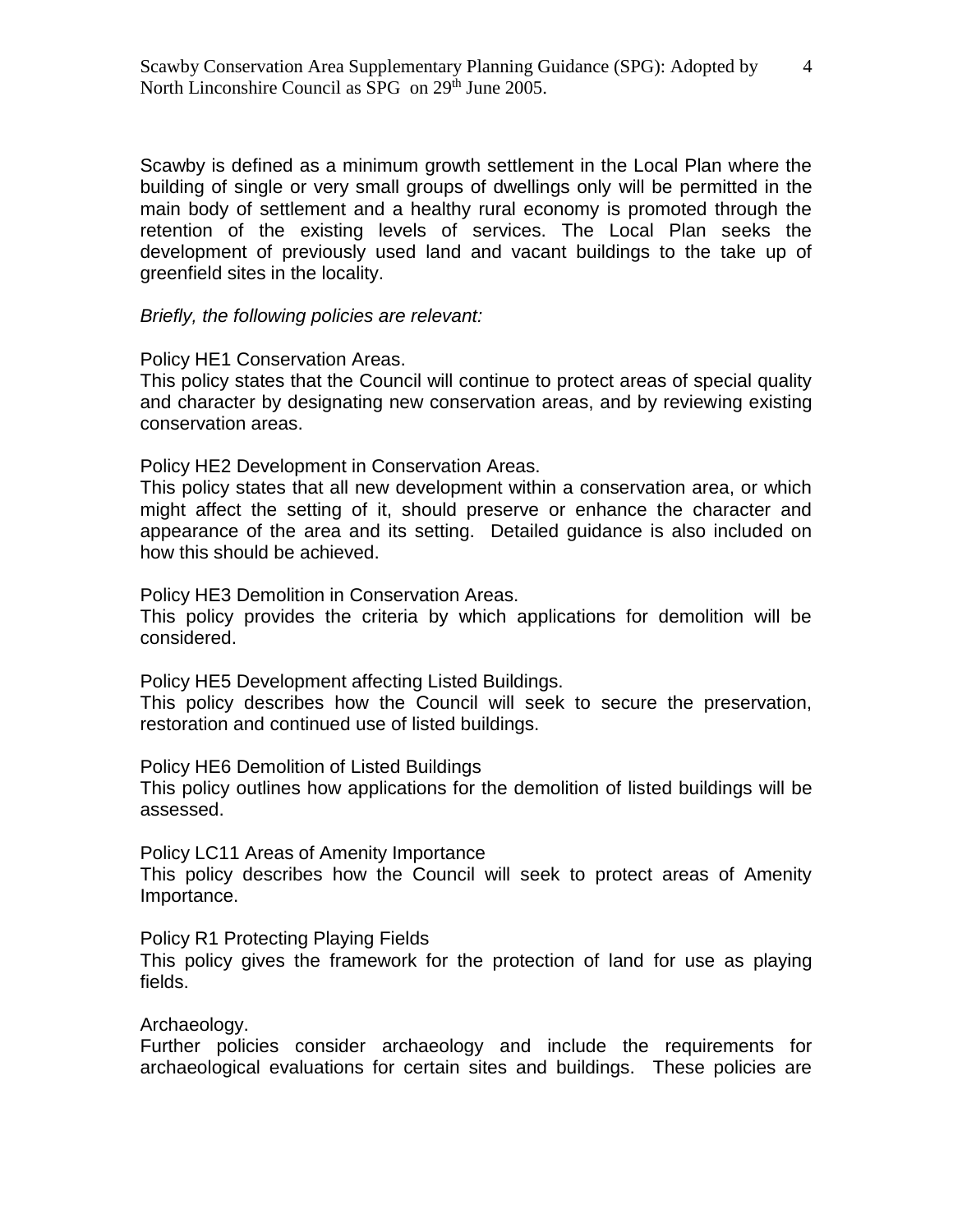Scawby is defined as a minimum growth settlement in the Local Plan where the building of single or very small groups of dwellings only will be permitted in the main body of settlement and a healthy rural economy is promoted through the retention of the existing levels of services. The Local Plan seeks the development of previously used land and vacant buildings to the take up of greenfield sites in the locality.

*Briefly, the following policies are relevant:*

Policy HE1 Conservation Areas.
This policy states that the Council will continue to protect areas of special quality and character by designating new conservation areas, and by reviewing existing conservation areas.

Policy HE2 Development in Conservation Areas.
This policy states that all new development within a conservation area, or which might affect the setting of it, should preserve or enhance the character and appearance of the area and its setting. Detailed guidance is also included on how this should be achieved.

Policy HE3 Demolition in Conservation Areas.
This policy provides the criteria by which applications for demolition will be considered.

Policy HE5 Development affecting Listed Buildings.
This policy describes how the Council will seek to secure the preservation, restoration and continued use of listed buildings.

Policy HE6 Demolition of Listed Buildings
This policy outlines how applications for the demolition of listed buildings will be assessed.

Policy LC11 Areas of Amenity Importance
This policy describes how the Council will seek to protect areas of Amenity Importance.

Policy R1 Protecting Playing Fields
This policy gives the framework for the protection of land for use as playing fields.

Archaeology.
Further policies consider archaeology and include the requirements for archaeological evaluations for certain sites and buildings. These policies are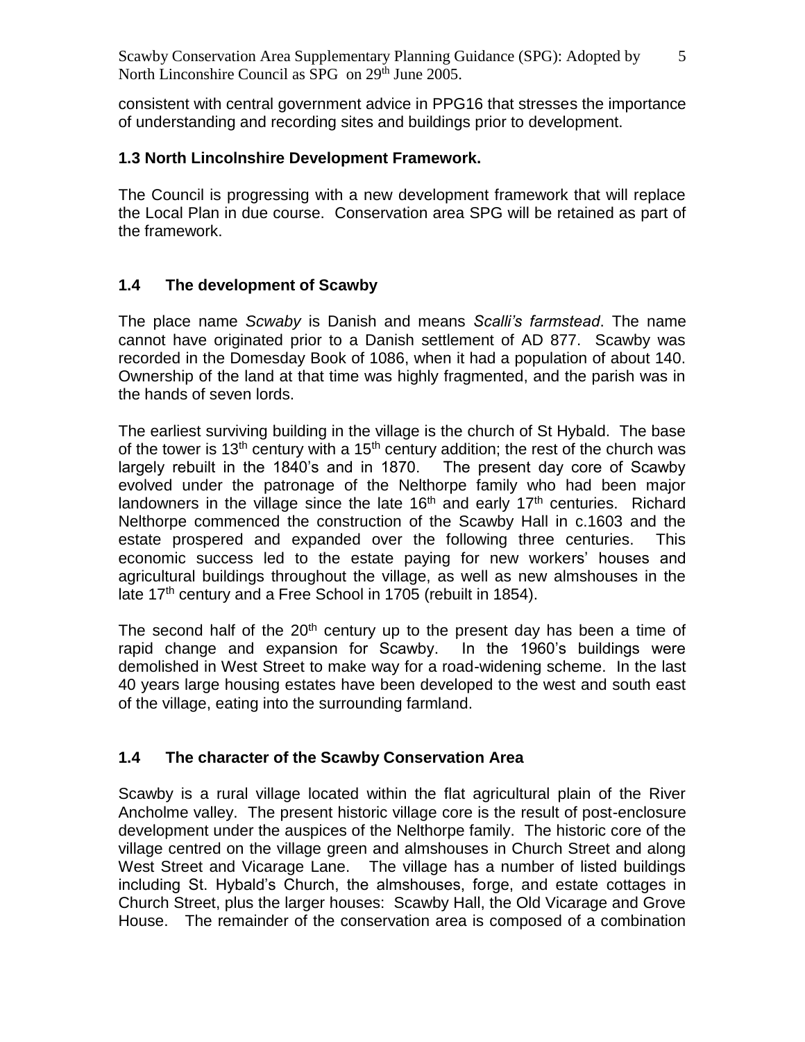consistent with central government advice in PPG16 that stresses the importance of understanding and recording sites and buildings prior to development.

### 1.3 North Lincolnshire Development Framework.

The Council is progressing with a new development framework that will replace the Local Plan in due course. Conservation area SPG will be retained as part of the framework.

### 1.4 The development of Scawby

The place name *Scwaby* is Danish and means *Scalli's farmstead*. The name cannot have originated prior to a Danish settlement of AD 877. Scawby was recorded in the Domesday Book of 1086, when it had a population of about 140. Ownership of the land at that time was highly fragmented, and the parish was in the hands of seven lords.

The earliest surviving building in the village is the church of St Hybald. The base of the tower is 13th century with a 15th century addition; the rest of the church was largely rebuilt in the 1840's and in 1870. The present day core of Scawby evolved under the patronage of the Nelthorpe family who had been major landowners in the village since the late 16th and early 17th centuries. Richard Nelthorpe commenced the construction of the Scawby Hall in c.1603 and the estate prospered and expanded over the following three centuries. This economic success led to the estate paying for new workers' houses and agricultural buildings throughout the village, as well as new almshouses in the late 17th century and a Free School in 1705 (rebuilt in 1854).

The second half of the 20th century up to the present day has been a time of rapid change and expansion for Scawby. In the 1960's buildings were demolished in West Street to make way for a road-widening scheme. In the last 40 years large housing estates have been developed to the west and south east of the village, eating into the surrounding farmland.

### 1.4 The character of the Scawby Conservation Area

Scawby is a rural village located within the flat agricultural plain of the River Ancholme valley. The present historic village core is the result of post-enclosure development under the auspices of the Nelthorpe family. The historic core of the village centred on the village green and almshouses in Church Street and along West Street and Vicarage Lane. The village has a number of listed buildings including St. Hybald's Church, the almshouses, forge, and estate cottages in Church Street, plus the larger houses: Scawby Hall, the Old Vicarage and Grove House. The remainder of the conservation area is composed of a combination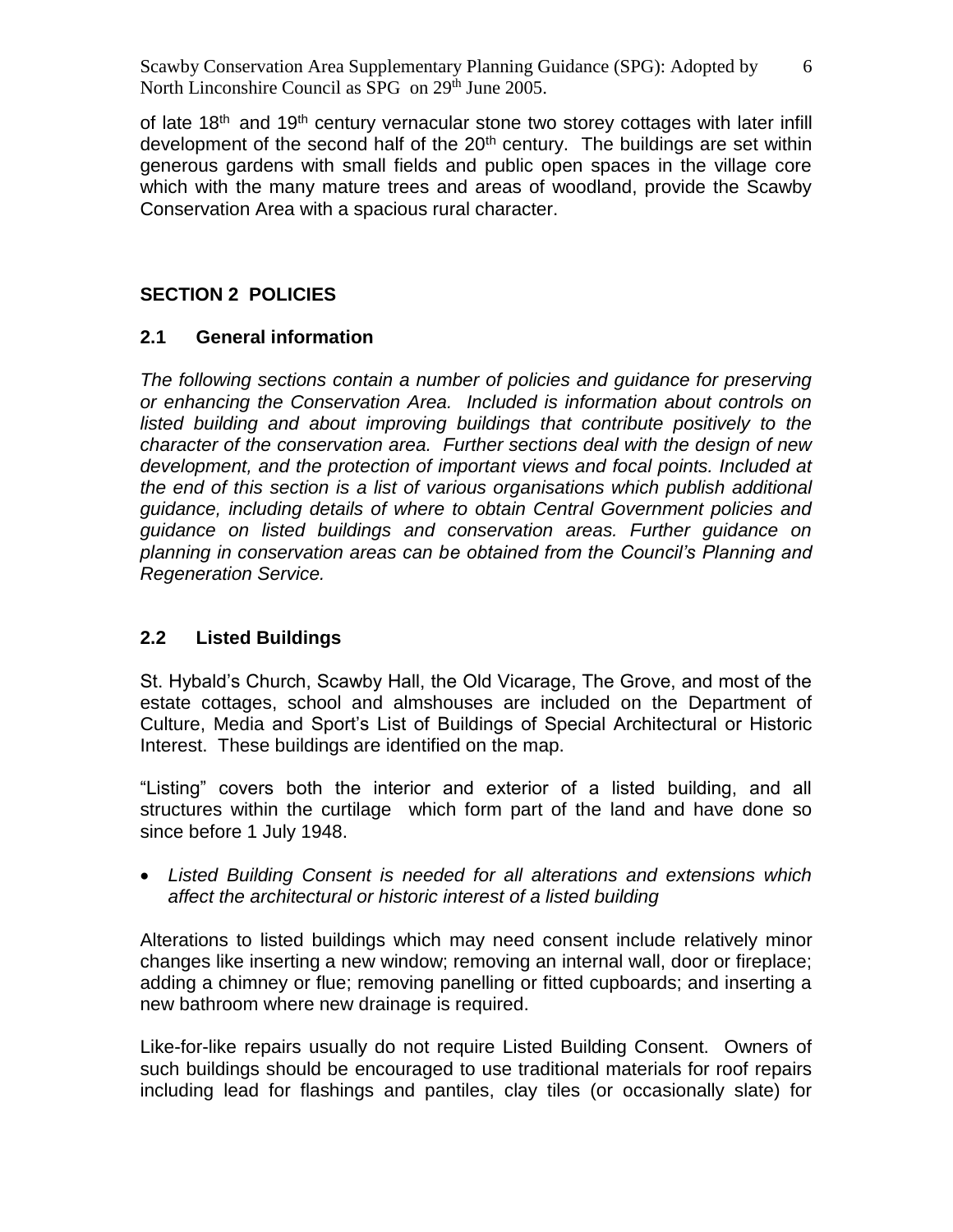of late 18th and 19th century vernacular stone two storey cottages with later infill development of the second half of the 20th century. The buildings are set within generous gardens with small fields and public open spaces in the village core which with the many mature trees and areas of woodland, provide the Scawby Conservation Area with a spacious rural character.

## SECTION 2 POLICIES

### 2.1 General information

*The following sections contain a number of policies and guidance for preserving or enhancing the Conservation Area. Included is information about controls on listed building and about improving buildings that contribute positively to the character of the conservation area. Further sections deal with the design of new development, and the protection of important views and focal points. Included at the end of this section is a list of various organisations which publish additional guidance, including details of where to obtain Central Government policies and guidance on listed buildings and conservation areas. Further guidance on planning in conservation areas can be obtained from the Council's Planning and Regeneration Service.*

### 2.2 Listed Buildings

St. Hybald's Church, Scawby Hall, the Old Vicarage, The Grove, and most of the estate cottages, school and almshouses are included on the Department of Culture, Media and Sport's List of Buildings of Special Architectural or Historic Interest. These buildings are identified on the map.

"Listing" covers both the interior and exterior of a listed building, and all structures within the curtilage which form part of the land and have done so since before 1 July 1948.

- *Listed Building Consent is needed for all alterations and extensions which affect the architectural or historic interest of a listed building*

Alterations to listed buildings which may need consent include relatively minor changes like inserting a new window; removing an internal wall, door or fireplace; adding a chimney or flue; removing panelling or fitted cupboards; and inserting a new bathroom where new drainage is required.

Like-for-like repairs usually do not require Listed Building Consent. Owners of such buildings should be encouraged to use traditional materials for roof repairs including lead for flashings and pantiles, clay tiles (or occasionally slate) for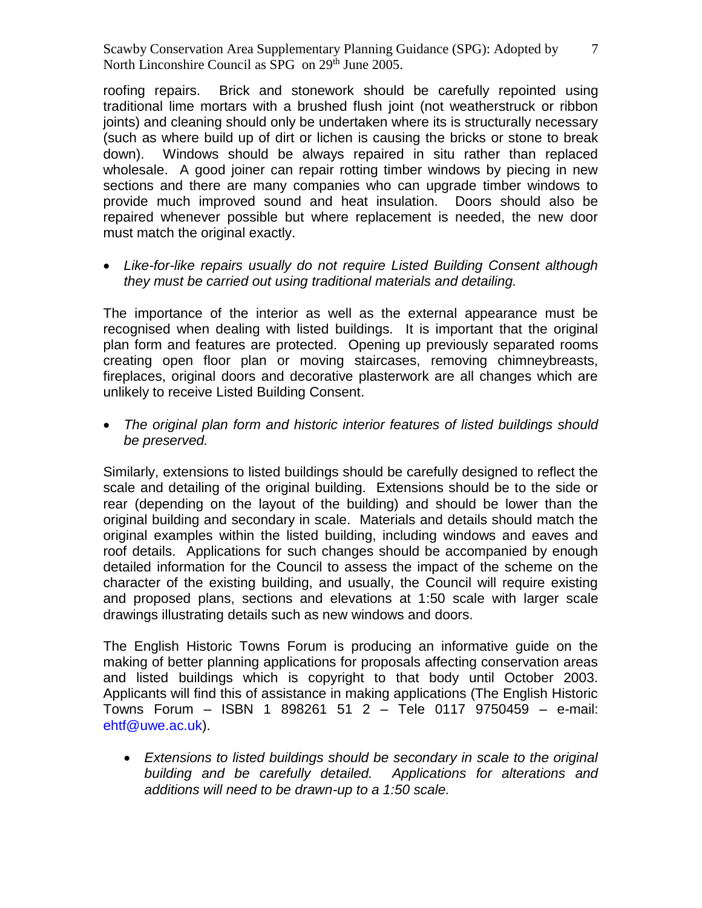roofing repairs. Brick and stonework should be carefully repointed using traditional lime mortars with a brushed flush joint (not weatherstruck or ribbon joints) and cleaning should only be undertaken where its is structurally necessary (such as where build up of dirt or lichen is causing the bricks or stone to break down). Windows should be always repaired in situ rather than replaced wholesale. A good joiner can repair rotting timber windows by piecing in new sections and there are many companies who can upgrade timber windows to provide much improved sound and heat insulation. Doors should also be repaired whenever possible but where replacement is needed, the new door must match the original exactly.

- *Like-for-like repairs usually do not require Listed Building Consent although they must be carried out using traditional materials and detailing.*

The importance of the interior as well as the external appearance must be recognised when dealing with listed buildings. It is important that the original plan form and features are protected. Opening up previously separated rooms creating open floor plan or moving staircases, removing chimneybreasts, fireplaces, original doors and decorative plasterwork are all changes which are unlikely to receive Listed Building Consent.

- *The original plan form and historic interior features of listed buildings should be preserved.*

Similarly, extensions to listed buildings should be carefully designed to reflect the scale and detailing of the original building. Extensions should be to the side or rear (depending on the layout of the building) and should be lower than the original building and secondary in scale. Materials and details should match the original examples within the listed building, including windows and eaves and roof details. Applications for such changes should be accompanied by enough detailed information for the Council to assess the impact of the scheme on the character of the existing building, and usually, the Council will require existing and proposed plans, sections and elevations at 1:50 scale with larger scale drawings illustrating details such as new windows and doors.

The English Historic Towns Forum is producing an informative guide on the making of better planning applications for proposals affecting conservation areas and listed buildings which is copyright to that body until October 2003. Applicants will find this of assistance in making applications (The English Historic Towns Forum – ISBN 1 898261 51 2 – Tele 0117 9750459 – e-mail: ehtf@uwe.ac.uk).

- *Extensions to listed buildings should be secondary in scale to the original building and be carefully detailed. Applications for alterations and additions will need to be drawn-up to a 1:50 scale.*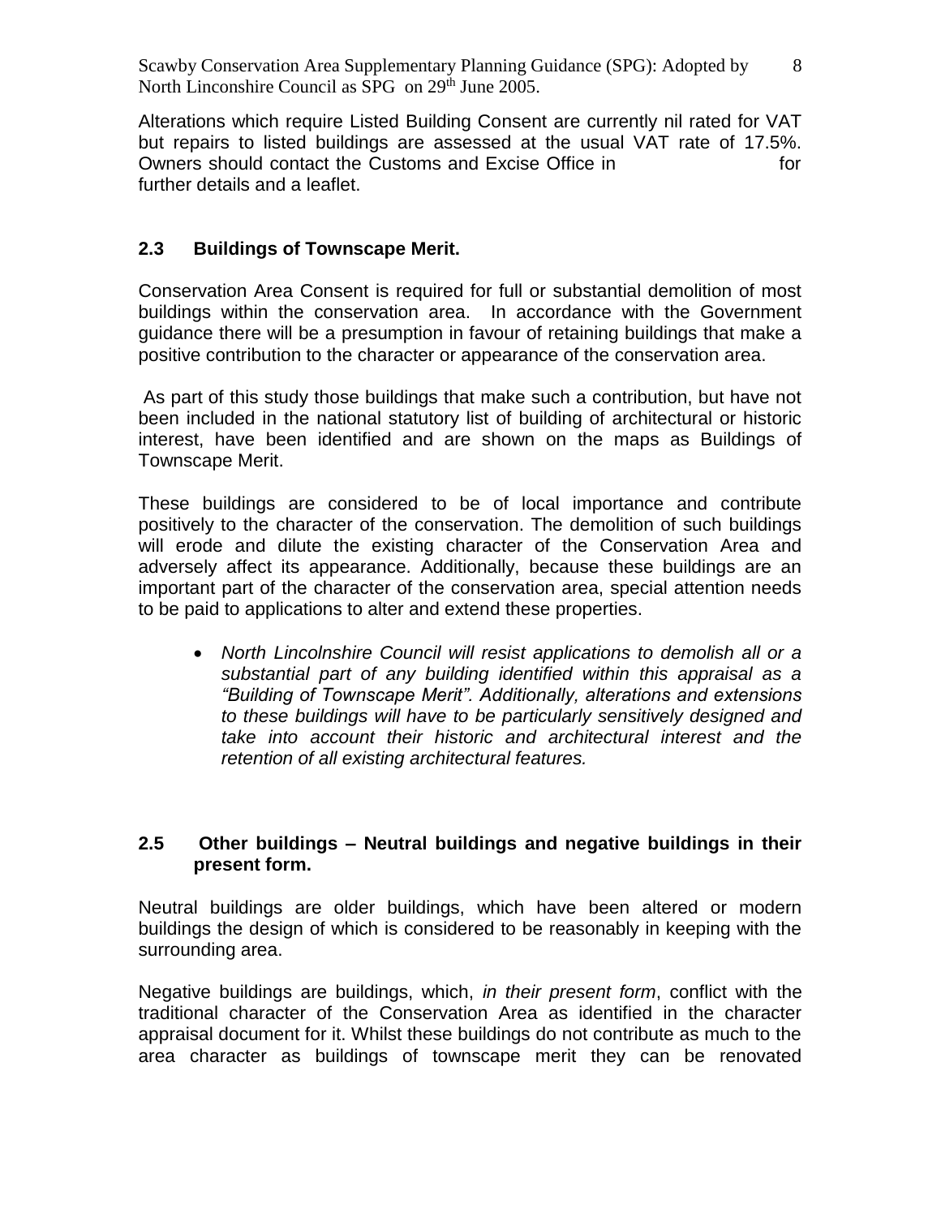Alterations which require Listed Building Consent are currently nil rated for VAT but repairs to listed buildings are assessed at the usual VAT rate of 17.5%. Owners should contact the Customs and Excise Office in for further details and a leaflet.

### 2.3 Buildings of Townscape Merit.

Conservation Area Consent is required for full or substantial demolition of most buildings within the conservation area. In accordance with the Government guidance there will be a presumption in favour of retaining buildings that make a positive contribution to the character or appearance of the conservation area.

As part of this study those buildings that make such a contribution, but have not been included in the national statutory list of building of architectural or historic interest, have been identified and are shown on the maps as Buildings of Townscape Merit.

These buildings are considered to be of local importance and contribute positively to the character of the conservation. The demolition of such buildings will erode and dilute the existing character of the Conservation Area and adversely affect its appearance. Additionally, because these buildings are an important part of the character of the conservation area, special attention needs to be paid to applications to alter and extend these properties.

- *North Lincolnshire Council will resist applications to demolish all or a substantial part of any building identified within this appraisal as a "Building of Townscape Merit". Additionally, alterations and extensions to these buildings will have to be particularly sensitively designed and take into account their historic and architectural interest and the retention of all existing architectural features.*

### 2.5 Other buildings – Neutral buildings and negative buildings in their present form.

Neutral buildings are older buildings, which have been altered or modern buildings the design of which is considered to be reasonably in keeping with the surrounding area.

Negative buildings are buildings, which, *in their present form*, conflict with the traditional character of the Conservation Area as identified in the character appraisal document for it. Whilst these buildings do not contribute as much to the area character as buildings of townscape merit they can be renovated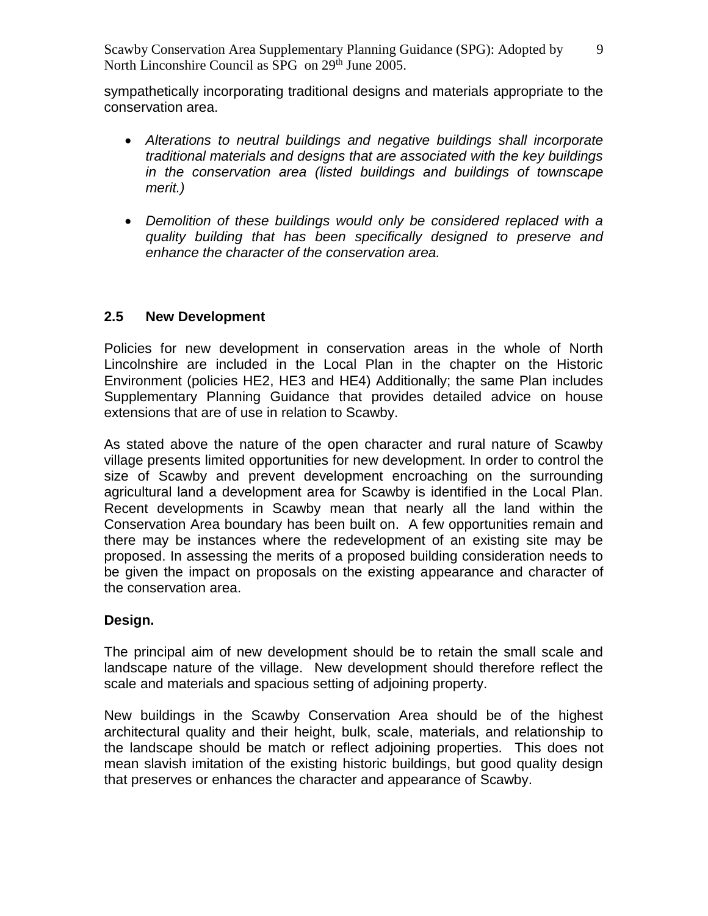sympathetically incorporating traditional designs and materials appropriate to the conservation area.

- *Alterations to neutral buildings and negative buildings shall incorporate traditional materials and designs that are associated with the key buildings in the conservation area (listed buildings and buildings of townscape merit.)*

- *Demolition of these buildings would only be considered replaced with a quality building that has been specifically designed to preserve and enhance the character of the conservation area.*

## 2.5 New Development

Policies for new development in conservation areas in the whole of North Lincolnshire are included in the Local Plan in the chapter on the Historic Environment (policies HE2, HE3 and HE4) Additionally; the same Plan includes Supplementary Planning Guidance that provides detailed advice on house extensions that are of use in relation to Scawby.

As stated above the nature of the open character and rural nature of Scawby village presents limited opportunities for new development. In order to control the size of Scawby and prevent development encroaching on the surrounding agricultural land a development area for Scawby is identified in the Local Plan. Recent developments in Scawby mean that nearly all the land within the Conservation Area boundary has been built on. A few opportunities remain and there may be instances where the redevelopment of an existing site may be proposed. In assessing the merits of a proposed building consideration needs to be given the impact on proposals on the existing appearance and character of the conservation area.

**Design.**

The principal aim of new development should be to retain the small scale and landscape nature of the village. New development should therefore reflect the scale and materials and spacious setting of adjoining property.

New buildings in the Scawby Conservation Area should be of the highest architectural quality and their height, bulk, scale, materials, and relationship to the landscape should be match or reflect adjoining properties. This does not mean slavish imitation of the existing historic buildings, but good quality design that preserves or enhances the character and appearance of Scawby.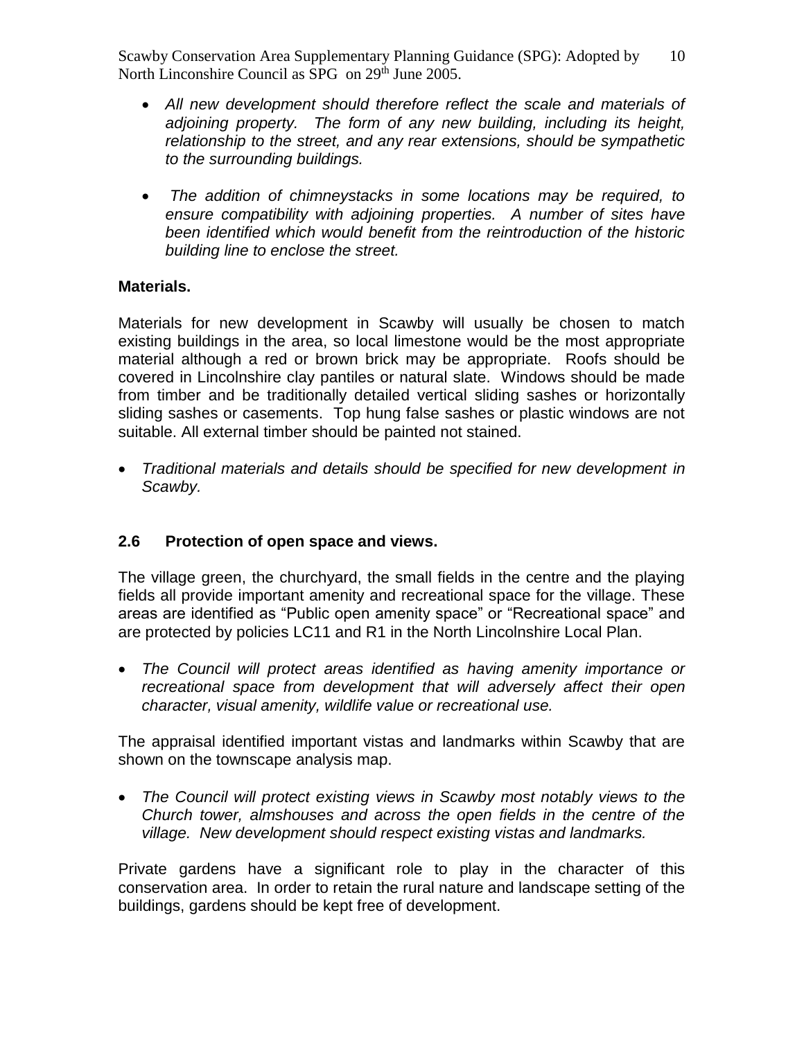- *All new development should therefore reflect the scale and materials of adjoining property. The form of any new building, including its height, relationship to the street, and any rear extensions, should be sympathetic to the surrounding buildings.*

- *The addition of chimneystacks in some locations may be required, to ensure compatibility with adjoining properties. A number of sites have been identified which would benefit from the reintroduction of the historic building line to enclose the street.*

**Materials.**

Materials for new development in Scawby will usually be chosen to match existing buildings in the area, so local limestone would be the most appropriate material although a red or brown brick may be appropriate. Roofs should be covered in Lincolnshire clay pantiles or natural slate. Windows should be made from timber and be traditionally detailed vertical sliding sashes or horizontally sliding sashes or casements. Top hung false sashes or plastic windows are not suitable. All external timber should be painted not stained.

- *Traditional materials and details should be specified for new development in Scawby.*

### 2.6 Protection of open space and views.

The village green, the churchyard, the small fields in the centre and the playing fields all provide important amenity and recreational space for the village. These areas are identified as "Public open amenity space" or "Recreational space" and are protected by policies LC11 and R1 in the North Lincolnshire Local Plan.

- *The Council will protect areas identified as having amenity importance or recreational space from development that will adversely affect their open character, visual amenity, wildlife value or recreational use.*

The appraisal identified important vistas and landmarks within Scawby that are shown on the townscape analysis map.

- *The Council will protect existing views in Scawby most notably views to the Church tower, almshouses and across the open fields in the centre of the village. New development should respect existing vistas and landmarks.*

Private gardens have a significant role to play in the character of this conservation area. In order to retain the rural nature and landscape setting of the buildings, gardens should be kept free of development.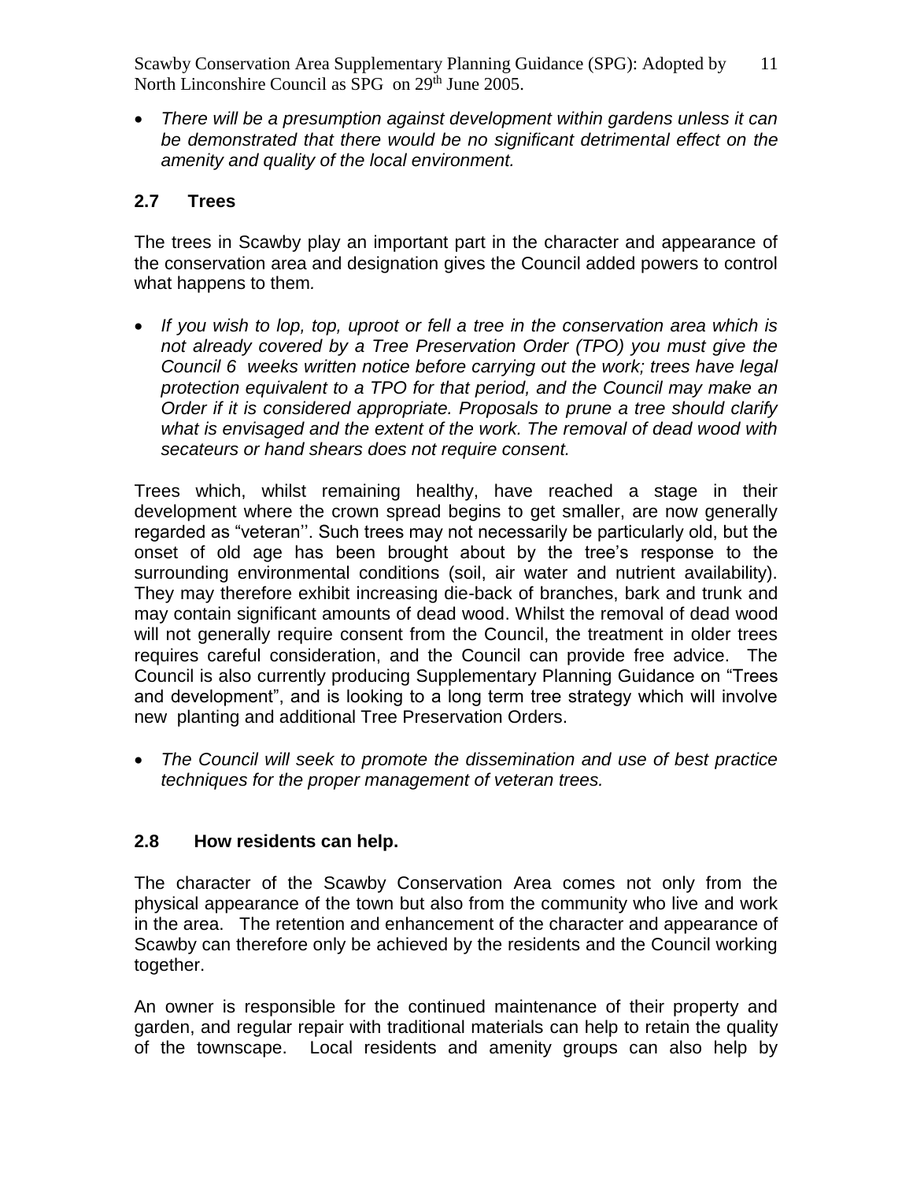- *There will be a presumption against development within gardens unless it can be demonstrated that there would be no significant detrimental effect on the amenity and quality of the local environment.*

## 2.7 Trees

The trees in Scawby play an important part in the character and appearance of the conservation area and designation gives the Council added powers to control what happens to them.

- *If you wish to lop, top, uproot or fell a tree in the conservation area which is not already covered by a Tree Preservation Order (TPO) you must give the Council 6 weeks written notice before carrying out the work; trees have legal protection equivalent to a TPO for that period, and the Council may make an Order if it is considered appropriate. Proposals to prune a tree should clarify what is envisaged and the extent of the work. The removal of dead wood with secateurs or hand shears does not require consent.*

Trees which, whilst remaining healthy, have reached a stage in their development where the crown spread begins to get smaller, are now generally regarded as "veteran''. Such trees may not necessarily be particularly old, but the onset of old age has been brought about by the tree's response to the surrounding environmental conditions (soil, air water and nutrient availability). They may therefore exhibit increasing die-back of branches, bark and trunk and may contain significant amounts of dead wood. Whilst the removal of dead wood will not generally require consent from the Council, the treatment in older trees requires careful consideration, and the Council can provide free advice. The Council is also currently producing Supplementary Planning Guidance on "Trees and development", and is looking to a long term tree strategy which will involve new planting and additional Tree Preservation Orders.

- *The Council will seek to promote the dissemination and use of best practice techniques for the proper management of veteran trees.*

## 2.8 How residents can help.

The character of the Scawby Conservation Area comes not only from the physical appearance of the town but also from the community who live and work in the area. The retention and enhancement of the character and appearance of Scawby can therefore only be achieved by the residents and the Council working together.

An owner is responsible for the continued maintenance of their property and garden, and regular repair with traditional materials can help to retain the quality of the townscape. Local residents and amenity groups can also help by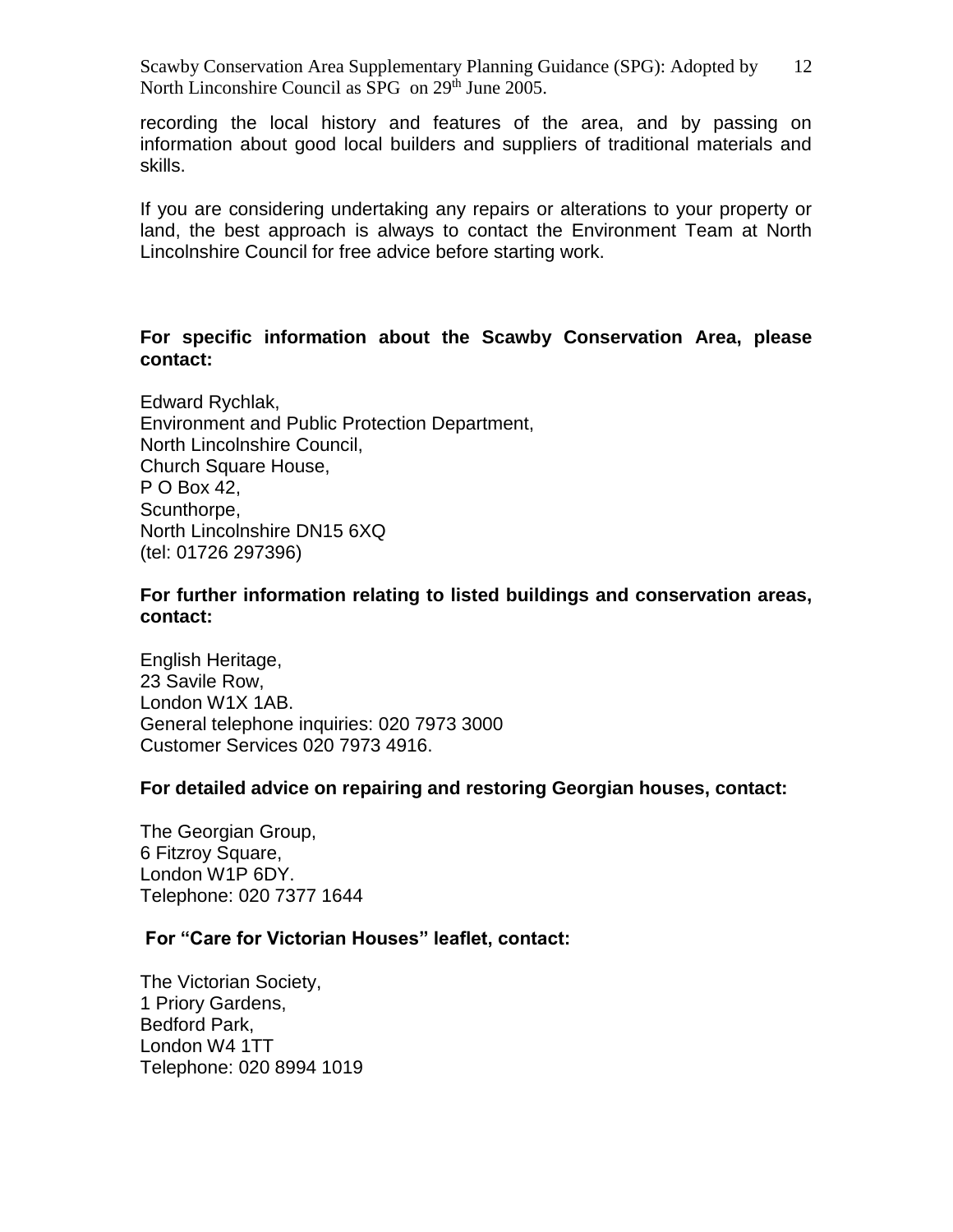recording the local history and features of the area, and by passing on information about good local builders and suppliers of traditional materials and skills.

If you are considering undertaking any repairs or alterations to your property or land, the best approach is always to contact the Environment Team at North Lincolnshire Council for free advice before starting work.

**For specific information about the Scawby Conservation Area, please contact:**

Edward Rychlak,
Environment and Public Protection Department,
North Lincolnshire Council,
Church Square House,
P O Box 42,
Scunthorpe,
North Lincolnshire DN15 6XQ
(tel: 01726 297396)

**For further information relating to listed buildings and conservation areas, contact:**

English Heritage,
23 Savile Row,
London W1X 1AB.
General telephone inquiries: 020 7973 3000
Customer Services 020 7973 4916.

**For detailed advice on repairing and restoring Georgian houses, contact:**

The Georgian Group,
6 Fitzroy Square,
London W1P 6DY.
Telephone: 020 7377 1644

**For "Care for Victorian Houses" leaflet, contact:**

The Victorian Society,
1 Priory Gardens,
Bedford Park,
London W4 1TT
Telephone: 020 8994 1019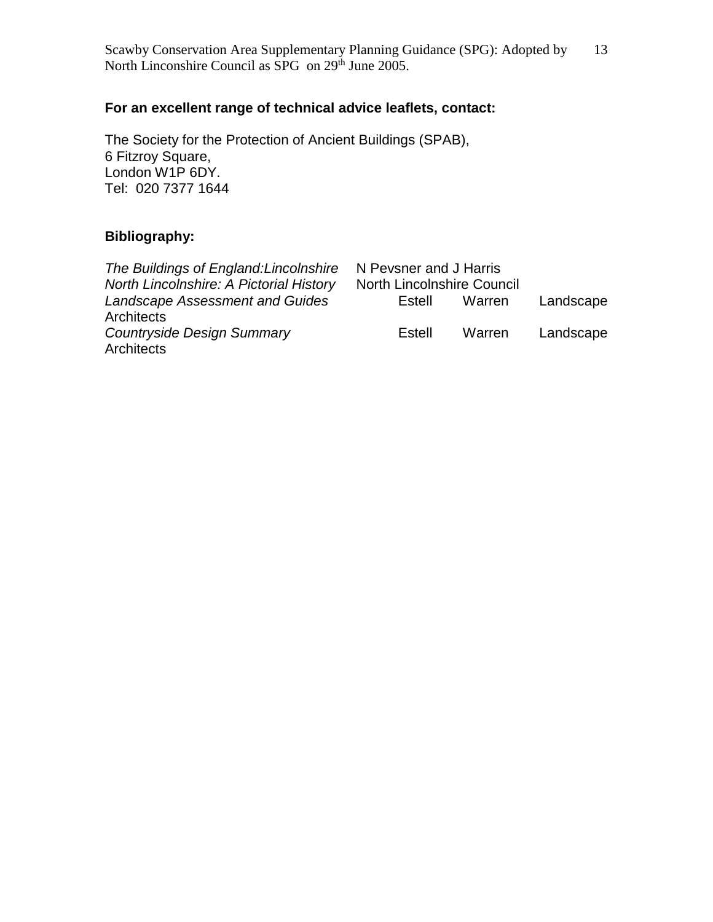**For an excellent range of technical advice leaflets, contact:**

The Society for the Protection of Ancient Buildings (SPAB),
6 Fitzroy Square,
London W1P 6DY.
Tel: 020 7377 1644

**Bibliography:**

| | |
|---|---|
| *The Buildings of England:Lincolnshire* | N Pevsner and J Harris |
| *North Lincolnshire: A Pictorial History* | North Lincolnshire Council |
| *Landscape Assessment and Guides* | Estell Warren Landscape Architects |
| *Countryside Design Summary* | Estell Warren Landscape Architects |